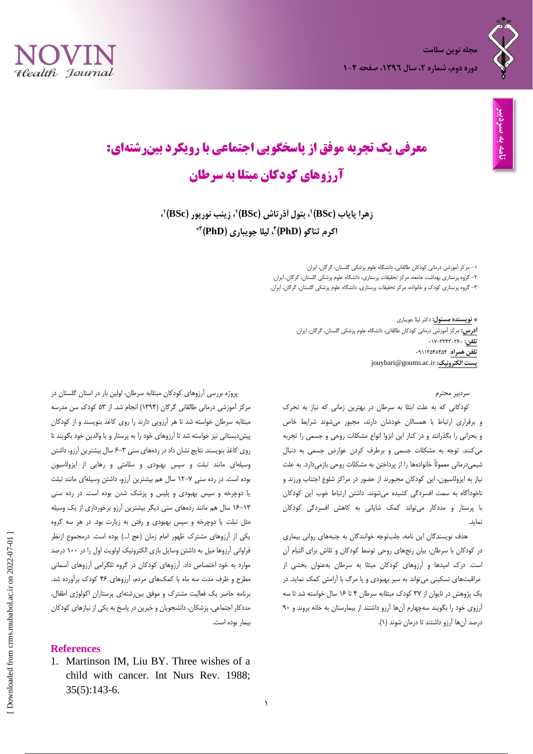نامه به سردبیر

# معرفی یک تجربه موفق از پاسخگویی اجتماعی با رویکرد بین‌رشته‌ای: آرزوهای کودکان مبتلا به سرطان

**زهرا پایاب (BSc)[1]، بتول آذرتاش (BSc)[1]، زینب نورپور (BSc)[1]، اکرم ثناگو (PhD)[2]، لیلا جویباری (PhD)[3]***

۱- مرکز آموزشی درمانی کودکان طالقانی، دانشگاه علوم پزشکی گلستان، گرگان، ایران.
۲- گروه پرستاری بهداشت جامعه، مرکز تحقیقات پرستاری، دانشگاه علوم پزشکی گلستان، گرگان، ایران.
۳- گروه پرستاری کودک و خانواده، مرکز تحقیقات پرستاری، دانشگاه علوم پزشکی گلستان، گرگان، ایران.

\* **نویسنده مسئول:** دکتر لیلا جویباری
**آدرس:** مرکز آموزشی درمانی کودکان طالقانی، دانشگاه علوم پزشکی گلستان، گرگان، ایران.
**تلفن:** ۳۲۴۴۳۰۳۶-۰۱۷
**تلفن همراه:** ۰۹۱۱۱۳۵۴۸۴۵۴
**پست الکترونیک:** jouybari@goums.ac.ir

سردبیر محترم

کودکانی که به علت ابتلا به سرطان در بهترین زمانی که نیاز به تحرک و برقراری ارتباط با همسالان خودشان دارند، مجبور می‌شوند شرایط خاص و بحرانی را بگذرانند و در کنار این انزوا انواع مشکلات روحی و جسمی را تجربه می‌کنند. توجه به مشکلات جسمی و برطرف کردن عوارض جسمی به دنبال شیمی‌درمانی معمولاً خانواده‌ها را از پرداختن به مشکلات روحی بازمی‌دارد. به علت نیاز به ایزولاسیون، این کودکان مجبورند از حضور در مراکز شلوغ اجتناب ورزند و ناخودآگاه به سمت افسردگی کشیده می‌شوند. داشتن ارتباط خوب این کودکان با پرستار و مددکار می‌تواند کمک شایانی به کاهش افسردگی کودکان نماید.

هدف نویسندگان این نامه، جلب‌توجه خوانندگان به جنبه‌های روانی بیماری در کودکان با سرطان، بیان رنج‌های روحی توسط کودکان و تلاش برای التیام آن است. درک امیدها و آرزوهای کودکان مبتلا به سرطان به‌عنوان بخشی از مراقبت‌های تسکینی می‌تواند به سیر بهبودی و یا مرگ با آرامش کمک نماید. در یک پژوهش در تایوان از ۳۷ کودک مبتلابه سرطان ۴ تا ۱۶ سال خواسته شد تا سه آرزوی خود را بگویند سه‌چهارم آن‌ها آرزو داشتند از بیمارستان به خانه بروند و ۹۰ درصد آن‌ها آرزو داشتند تا درمان شوند (۱).

پروژه بررسی آرزوهای کودکان مبتلابه سرطان، اولین بار در استان گلستان در مرکز آموزشی درمانی طالقانی گرگان (۱۳۹۴) انجام شد. از ۵۳ کودک سن مدرسه مبتلابه سرطان خواسته شد تا هر آرزویی دارند را روی کاغذ بنویسند و از کودکان پیش‌دبستانی نیز خواسته شد تا آرزوهای خود را به پرستار و یا والدین خود بگویند تا روی کاغذ بنویسند. نتایج نشان داد در رده‌های سنی ۳-۶ سال بیشترین آرزو، داشتن وسیله‌ای مانند تبلت و سپس بهبودی و سلامتی و رهایی از ایزولاسیون بوده است. در رده سنی ۷-۱۲ سال هم بیشترین آرزو، داشتن وسیله‌ای مانند تبلت یا دوچرخه و سپس بهبودی و پلیس و پزشک شدن بوده است. در رده سنی ۱۳-۱۶ سال هم مانند رده‌های سنی دیگر بیشترین آرزو برخورداری از یک وسیله مثل تبلت یا دوچرخه و سپس بهبودی و رفتن به زیارت بود. در هر سه گروه یکی از آرزوهای مشترک ظهور امام زمان (عج ا...) بوده است. درمجموع ازنظر فراوانی آرزوها میل به داشتن وسایل بازی الکترونیک اولویت اول را در ۱۰۰ درصد موارد به خود اختصاص داد. آرزوهای کودکان در گروه تلگرامی آرزوهای آسمانی مطرح و ظرف مدت سه ماه با کمک‌های مردم، آرزوهای ۴۶ کودک برآورده شد. برنامه حاضر یک فعالیت مشترک و موفق بین‌رشته‌ای پرستاران انکولوژی اطفال، مددکار اجتماعی، پزشکان، دانشجویان و خیرین در پاسخ به یکی از نیازهای کودکان بیمار بوده است.

## References

1. Martinson IM, Liu BY. Three wishes of a child with cancer. Int Nurs Rev. 1988; 35(5):143-6.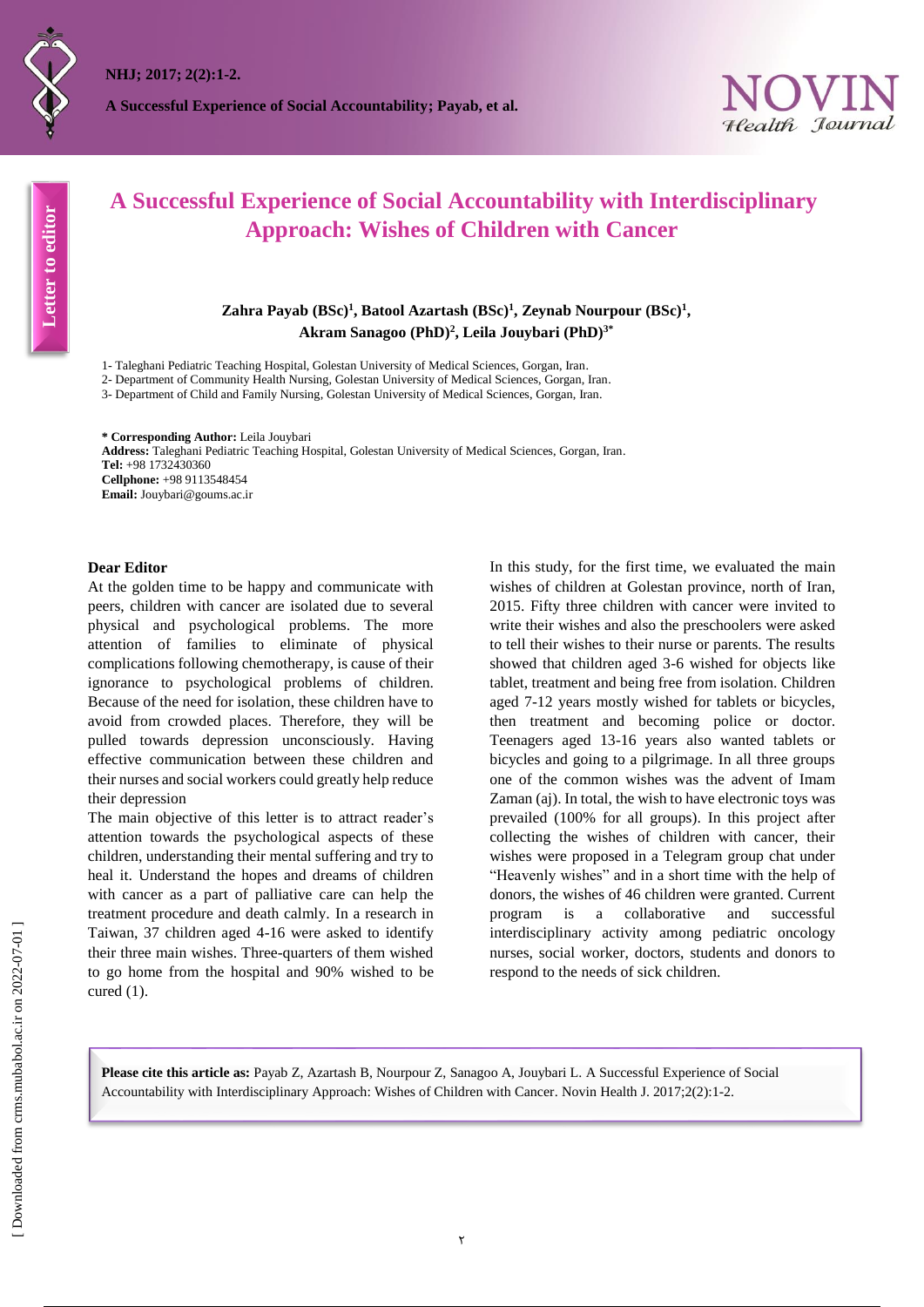Letter to editor

# A Successful Experience of Social Accountability with Interdisciplinary Approach: Wishes of Children with Cancer

**Zahra Payab (BSc)[1], Batool Azartash (BSc)[1], Zeynab Nourpour (BSc)[1], Akram Sanagoo (PhD)[2], Leila Jouybari (PhD)[3*]**

1- Taleghani Pediatric Teaching Hospital, Golestan University of Medical Sciences, Gorgan, Iran.
2- Department of Community Health Nursing, Golestan University of Medical Sciences, Gorgan, Iran.
3- Department of Child and Family Nursing, Golestan University of Medical Sciences, Gorgan, Iran.

**\* Corresponding Author:** Leila Jouybari
**Address:** Taleghani Pediatric Teaching Hospital, Golestan University of Medical Sciences, Gorgan, Iran.
**Tel:** +98 1732430360
**Cellphone:** +98 9113548454
**Email:** Jouybari@goums.ac.ir

**Dear Editor**

At the golden time to be happy and communicate with peers, children with cancer are isolated due to several physical and psychological problems. The more attention of families to eliminate of physical complications following chemotherapy, is cause of their ignorance to psychological problems of children. Because of the need for isolation, these children have to avoid from crowded places. Therefore, they will be pulled towards depression unconsciously. Having effective communication between these children and their nurses and social workers could greatly help reduce their depression

The main objective of this letter is to attract reader's attention towards the psychological aspects of these children, understanding their mental suffering and try to heal it. Understand the hopes and dreams of children with cancer as a part of palliative care can help the treatment procedure and death calmly. In a research in Taiwan, 37 children aged 4-16 were asked to identify their three main wishes. Three-quarters of them wished to go home from the hospital and 90% wished to be cured (1).

In this study, for the first time, we evaluated the main wishes of children at Golestan province, north of Iran, 2015. Fifty three children with cancer were invited to write their wishes and also the preschoolers were asked to tell their wishes to their nurse or parents. The results showed that children aged 3-6 wished for objects like tablet, treatment and being free from isolation. Children aged 7-12 years mostly wished for tablets or bicycles, then treatment and becoming police or doctor. Teenagers aged 13-16 years also wanted tablets or bicycles and going to a pilgrimage. In all three groups one of the common wishes was the advent of Imam Zaman (aj). In total, the wish to have electronic toys was prevailed (100% for all groups). In this project after collecting the wishes of children with cancer, their wishes were proposed in a Telegram group chat under "Heavenly wishes" and in a short time with the help of donors, the wishes of 46 children were granted. Current program is a collaborative and successful interdisciplinary activity among pediatric oncology nurses, social worker, doctors, students and donors to respond to the needs of sick children.

**Please cite this article as:** Payab Z, Azartash B, Nourpour Z, Sanagoo A, Jouybari L. A Successful Experience of Social Accountability with Interdisciplinary Approach: Wishes of Children with Cancer. Novin Health J. 2017;2(2):1-2.